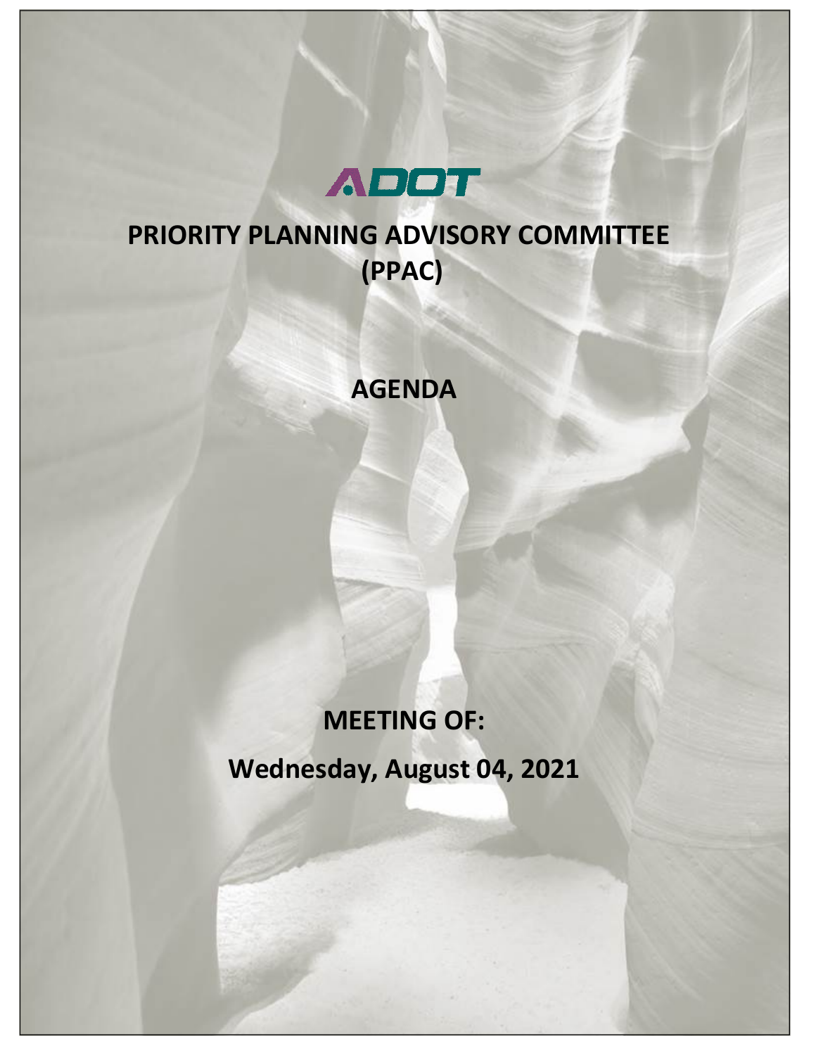ADOT

# PRIORITY PLANNING ADVISORY COMMITTEE (PPAC)

## AGENDA

## MEETING OF:

## Wednesday, August 04, 2021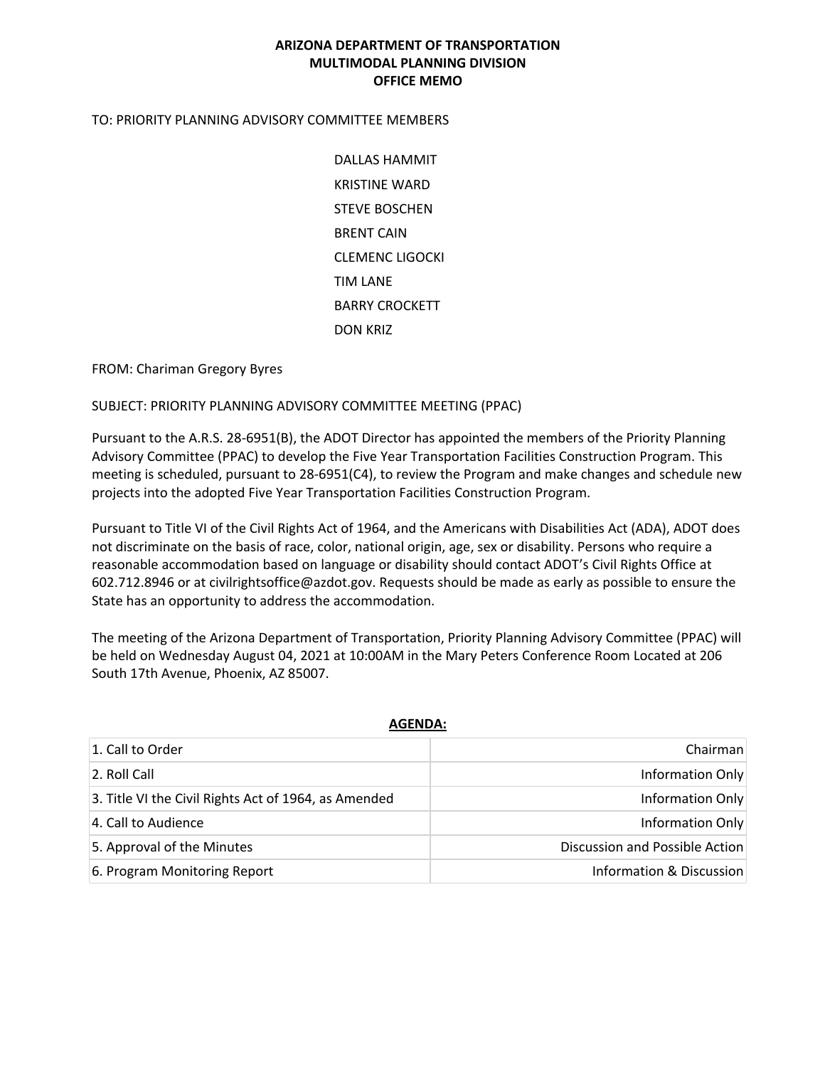**ARIZONA DEPARTMENT OF TRANSPORTATION**
**MULTIMODAL PLANNING DIVISION**
**OFFICE MEMO**

TO: PRIORITY PLANNING ADVISORY COMMITTEE MEMBERS

DALLAS HAMMIT
KRISTINE WARD
STEVE BOSCHEN
BRENT CAIN
CLEMENC LIGOCKI
TIM LANE
BARRY CROCKETT
DON KRIZ

FROM: Chariman Gregory Byres

SUBJECT: PRIORITY PLANNING ADVISORY COMMITTEE MEETING (PPAC)

Pursuant to the A.R.S. 28-6951(B), the ADOT Director has appointed the members of the Priority Planning Advisory Committee (PPAC) to develop the Five Year Transportation Facilities Construction Program. This meeting is scheduled, pursuant to 28-6951(C4), to review the Program and make changes and schedule new projects into the adopted Five Year Transportation Facilities Construction Program.

Pursuant to Title VI of the Civil Rights Act of 1964, and the Americans with Disabilities Act (ADA), ADOT does not discriminate on the basis of race, color, national origin, age, sex or disability. Persons who require a reasonable accommodation based on language or disability should contact ADOT's Civil Rights Office at 602.712.8946 or at civilrightsoffice@azdot.gov. Requests should be made as early as possible to ensure the State has an opportunity to address the accommodation.

The meeting of the Arizona Department of Transportation, Priority Planning Advisory Committee (PPAC) will be held on Wednesday August 04, 2021 at 10:00AM in the Mary Peters Conference Room Located at 206 South 17th Avenue, Phoenix, AZ 85007.

**AGENDA:**

| | |
|---|---|
| 1. Call to Order | Chairman |
| 2. Roll Call | Information Only |
| 3. Title VI the Civil Rights Act of 1964, as Amended | Information Only |
| 4. Call to Audience | Information Only |
| 5. Approval of the Minutes | Discussion and Possible Action |
| 6. Program Monitoring Report | Information & Discussion |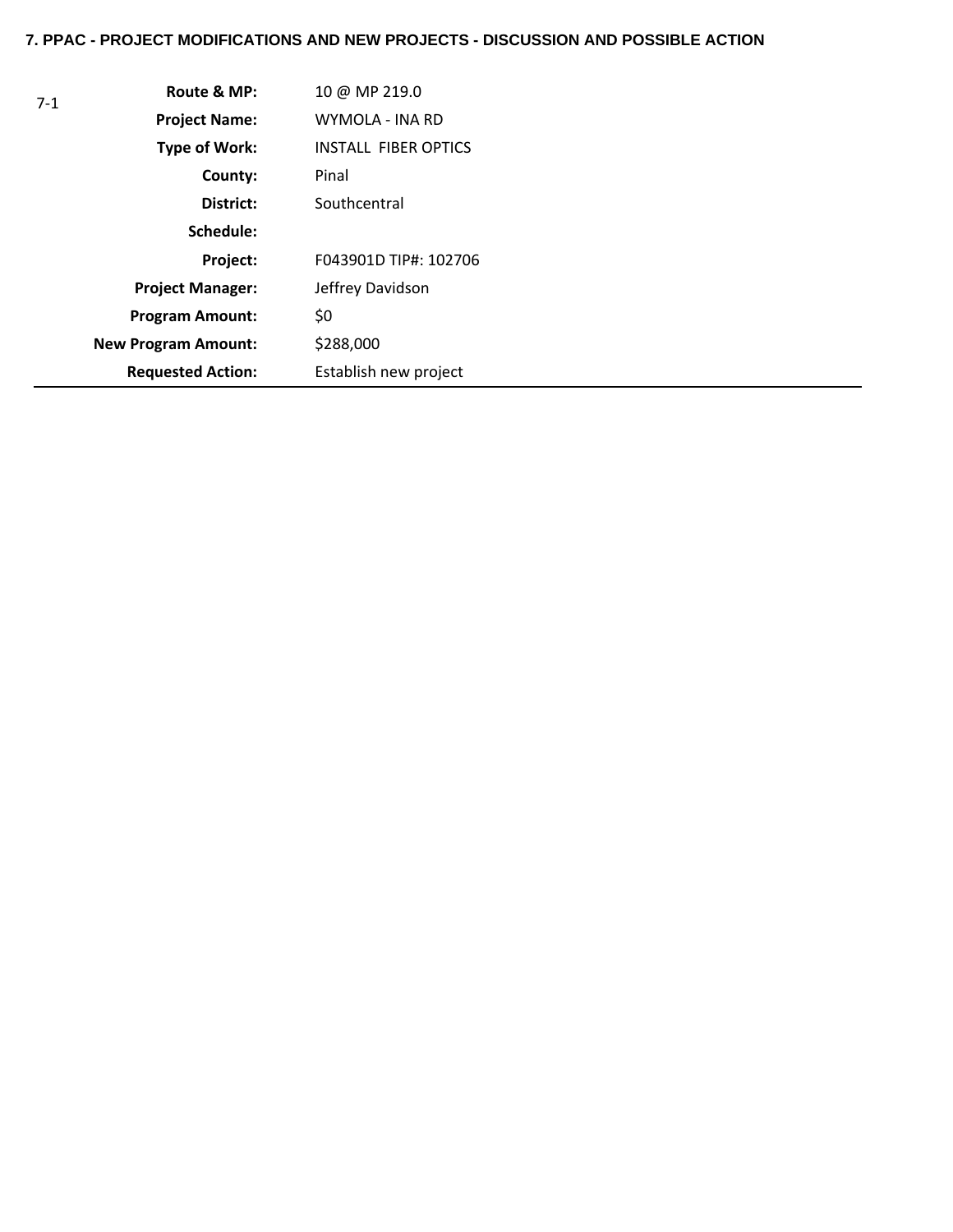**7. PPAC - PROJECT MODIFICATIONS AND NEW PROJECTS - DISCUSSION AND POSSIBLE ACTION**

7-1

| | |
|---|---|
| **Route & MP:** | 10 @ MP 219.0 |
| **Project Name:** | WYMOLA - INA RD |
| **Type of Work:** | INSTALL FIBER OPTICS |
| **County:** | Pinal |
| **District:** | Southcentral |
| **Schedule:** | |
| **Project:** | F043901D TIP#: 102706 |
| **Project Manager:** | Jeffrey Davidson |
| **Program Amount:** | $0 |
| **New Program Amount:** | $288,000 |
| **Requested Action:** | Establish new project |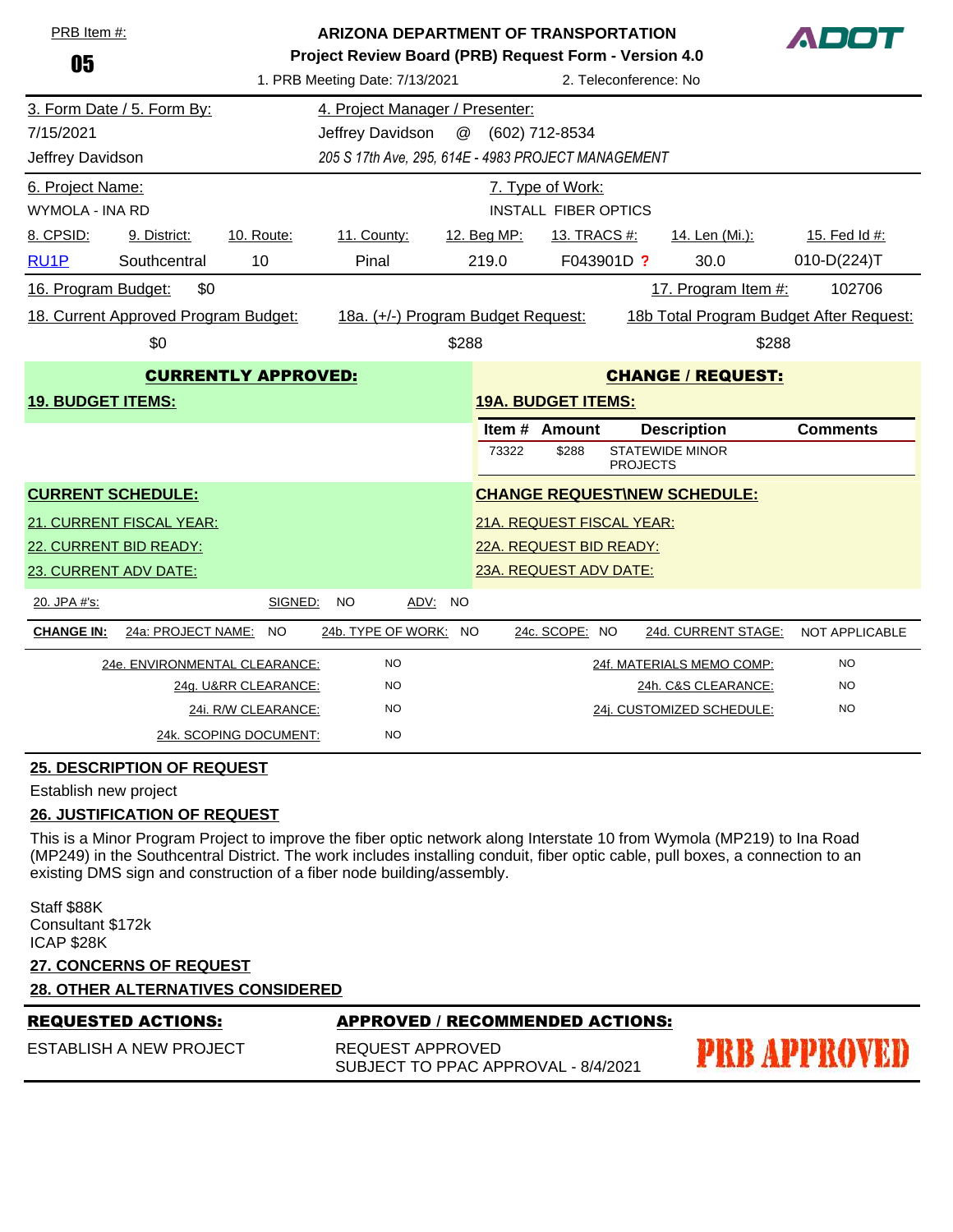PRB Item #: **05**

**ARIZONA DEPARTMENT OF TRANSPORTATION**
**Project Review Board (PRB) Request Form - Version 4.0**

ADOT

1. PRB Meeting Date: 7/13/2021 2. Teleconference: No

| 3. Form Date / 5. Form By: | 4. Project Manager / Presenter: |
|---|---|
| 7/15/2021 | Jeffrey Davidson @ (602) 712-8534 |
| Jeffrey Davidson | *205 S 17th Ave, 295, 614E - 4983 PROJECT MANAGEMENT* |

| 6. Project Name: | 7. Type of Work: |
|---|---|
| WYMOLA - INA RD | INSTALL FIBER OPTICS |

| 8. CPSID: | 9. District: | 10. Route: | 11. County: | 12. Beg MP: | 13. TRACS #: | 14. Len (Mi.): | 15. Fed Id #: |
|---|---|---|---|---|---|---|---|
| RU1P | Southcentral | 10 | Pinal | 219.0 | F043901D ? | 30.0 | 010-D(224)T |

16. Program Budget: $0 17. Program Item #: 102706

| 18. Current Approved Program Budget: | 18a. (+/-) Program Budget Request: | 18b Total Program Budget After Request: |
|---|---|---|
| $0 | $288 | $288 |

**CURRENTLY APPROVED:**

**19. BUDGET ITEMS:**

**CHANGE / REQUEST:**

**19A. BUDGET ITEMS:**

| Item # | Amount | Description | Comments |
|---|---|---|---|
| 73322 | $288 | STATEWIDE MINOR PROJECTS | |

| CURRENT SCHEDULE: | CHANGE REQUEST\NEW SCHEDULE: |
|---|---|
| 21. CURRENT FISCAL YEAR: | 21A. REQUEST FISCAL YEAR: |
| 22. CURRENT BID READY: | 22A. REQUEST BID READY: |
| 23. CURRENT ADV DATE: | 23A. REQUEST ADV DATE: |

20. JPA #'s: SIGNED: NO ADV: NO

**CHANGE IN:** 24a: PROJECT NAME: NO 24b. TYPE OF WORK: NO 24c. SCOPE: NO 24d. CURRENT STAGE: NOT APPLICABLE

| | | | |
|---|---|---|---|
| 24e. ENVIRONMENTAL CLEARANCE: | NO | 24f. MATERIALS MEMO COMP: | NO |
| 24g. U&RR CLEARANCE: | NO | 24h. C&S CLEARANCE: | NO |
| 24i. R/W CLEARANCE: | NO | 24j. CUSTOMIZED SCHEDULE: | NO |
| 24k. SCOPING DOCUMENT: | NO | | |

**25. DESCRIPTION OF REQUEST**

Establish new project

**26. JUSTIFICATION OF REQUEST**

This is a Minor Program Project to improve the fiber optic network along Interstate 10 from Wymola (MP219) to Ina Road (MP249) in the Southcentral District. The work includes installing conduit, fiber optic cable, pull boxes, a connection to an existing DMS sign and construction of a fiber node building/assembly.

Staff $88K
Consultant $172k
ICAP $28K

**27. CONCERNS OF REQUEST**

**28. OTHER ALTERNATIVES CONSIDERED**

| REQUESTED ACTIONS: | APPROVED / RECOMMENDED ACTIONS: |
|---|---|
| ESTABLISH A NEW PROJECT | REQUEST APPROVED<br>SUBJECT TO PPAC APPROVAL - 8/4/2021 |

PRB APPROVED